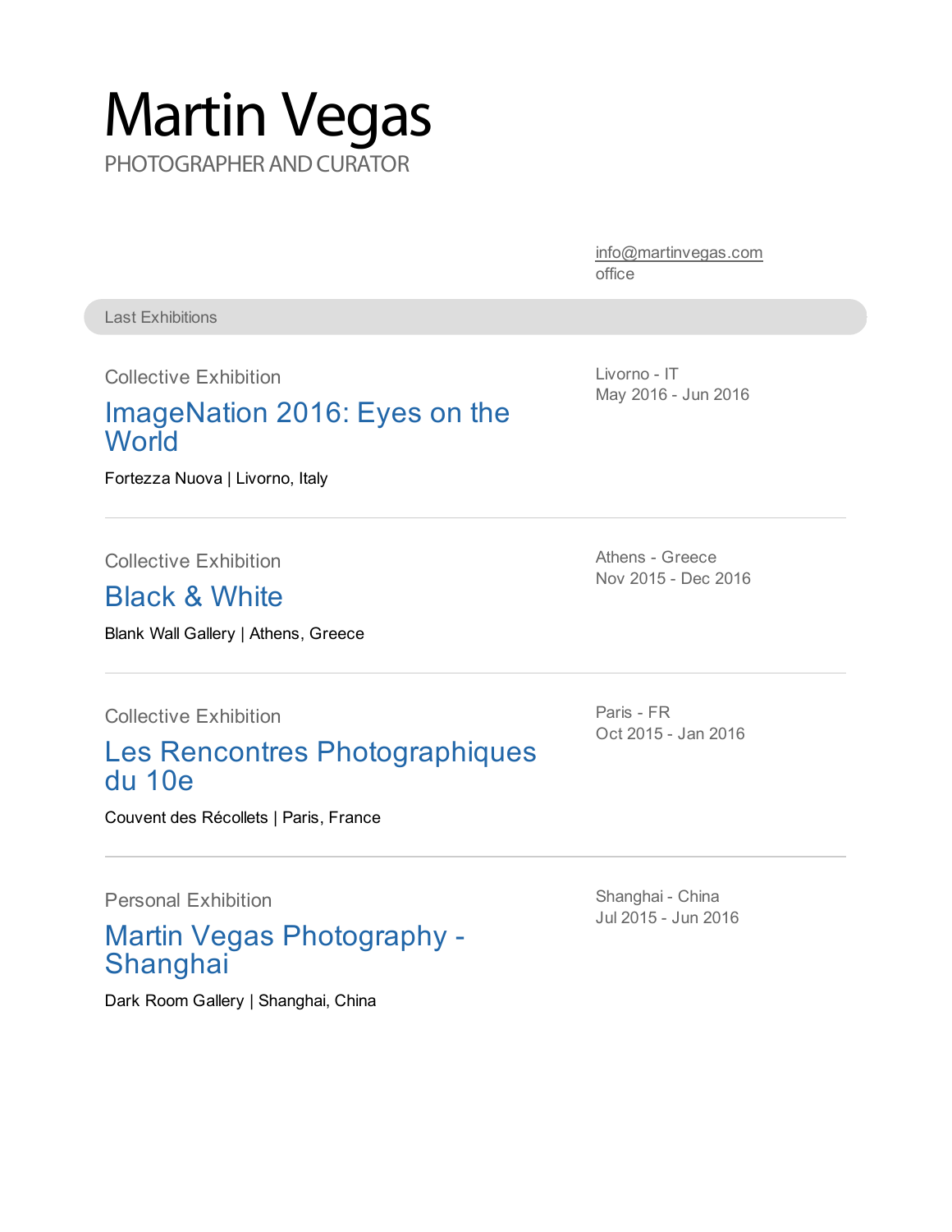# Martin Vegas

PHOTOGRAPHER AND CURATOR

info@martinvegas.com
office

## Last Exhibitions

Collective Exhibition

### ImageNation 2016: Eyes on the World

Fortezza Nuova | Livorno, Italy

Livorno - IT
May 2016 - Jun 2016

---

Collective Exhibition

### Black & White

Blank Wall Gallery | Athens, Greece

Athens - Greece
Nov 2015 - Dec 2016

---

Collective Exhibition

### Les Rencontres Photographiques du 10e

Couvent des Récollets | Paris, France

Paris - FR
Oct 2015 - Jan 2016

---

Personal Exhibition

### Martin Vegas Photography - Shanghai

Dark Room Gallery | Shanghai, China

Shanghai - China
Jul 2015 - Jun 2016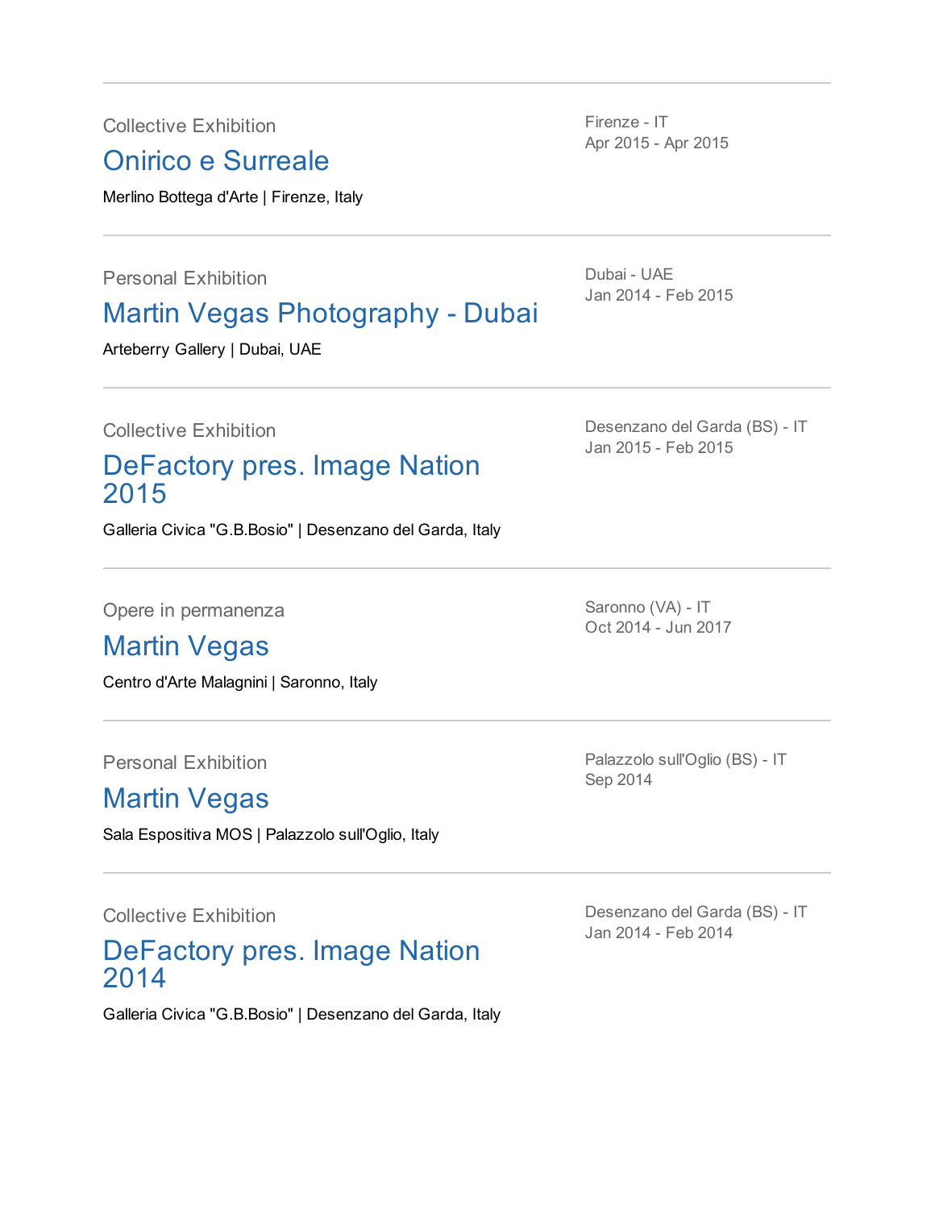Collective Exhibition

## Onirico e Surreale

Merlino Bottega d'Arte | Firenze, Italy

Firenze - IT
Apr 2015 - Apr 2015

---

Personal Exhibition

## Martin Vegas Photography - Dubai

Arteberry Gallery | Dubai, UAE

Dubai - UAE
Jan 2014 - Feb 2015

---

Collective Exhibition

## DeFactory pres. Image Nation 2015

Galleria Civica "G.B.Bosio" | Desenzano del Garda, Italy

Desenzano del Garda (BS) - IT
Jan 2015 - Feb 2015

---

Opere in permanenza

## Martin Vegas

Centro d'Arte Malagnini | Saronno, Italy

Saronno (VA) - IT
Oct 2014 - Jun 2017

---

Personal Exhibition

## Martin Vegas

Sala Espositiva MOS | Palazzolo sull'Oglio, Italy

Palazzolo sull'Oglio (BS) - IT
Sep 2014

---

Collective Exhibition

## DeFactory pres. Image Nation 2014

Galleria Civica "G.B.Bosio" | Desenzano del Garda, Italy

Desenzano del Garda (BS) - IT
Jan 2014 - Feb 2014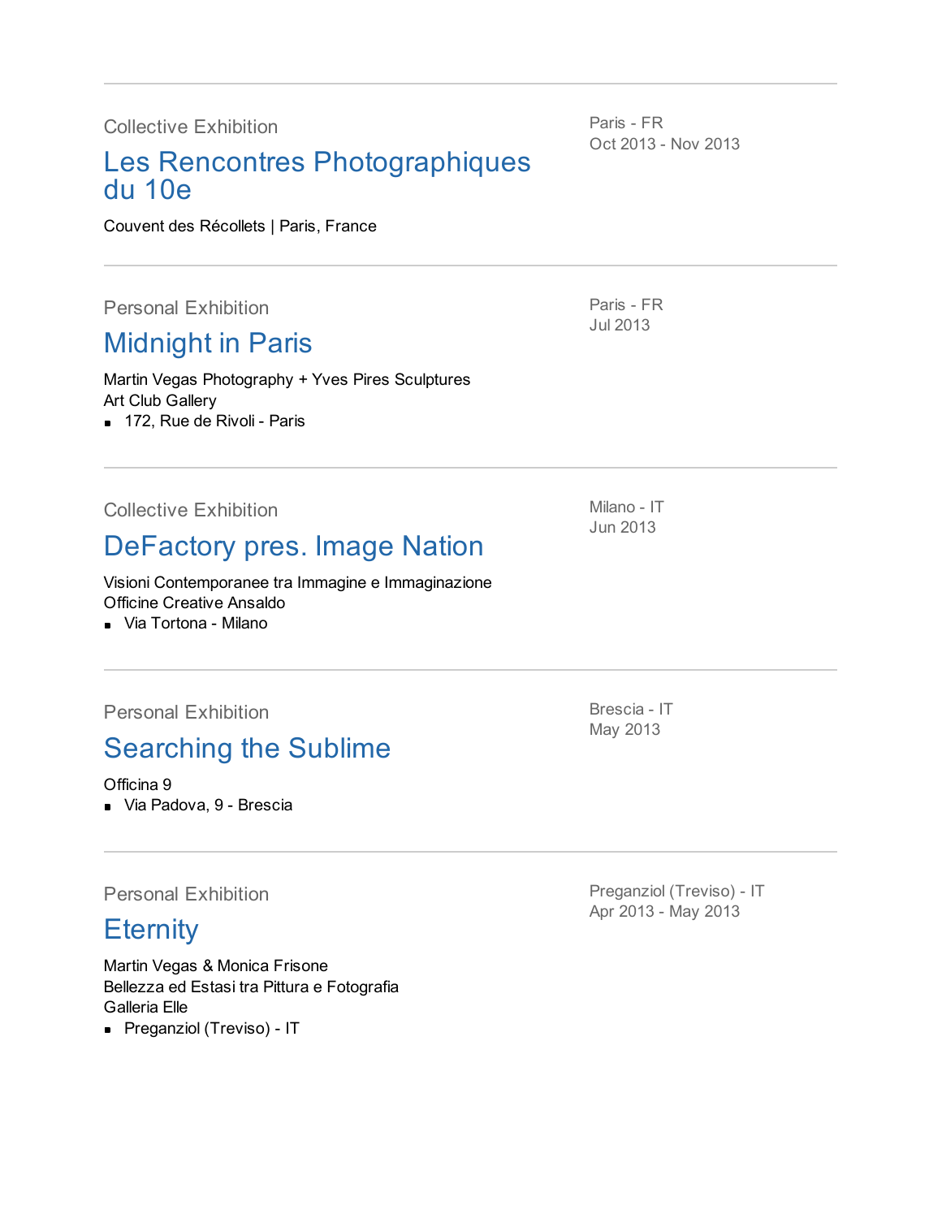---

Collective Exhibition

## Les Rencontres Photographiques du 10e

Paris - FR
Oct 2013 - Nov 2013

Couvent des Récollets | Paris, France

---

Personal Exhibition

## Midnight in Paris

Paris - FR
Jul 2013

Martin Vegas Photography + Yves Pires Sculptures
Art Club Gallery

- 172, Rue de Rivoli - Paris

---

Collective Exhibition

## DeFactory pres. Image Nation

Milano - IT
Jun 2013

Visioni Contemporanee tra Immagine e Immaginazione
Officine Creative Ansaldo

- Via Tortona - Milano

---

Personal Exhibition

## Searching the Sublime

Brescia - IT
May 2013

Officina 9

- Via Padova, 9 - Brescia

---

Personal Exhibition

## Eternity

Preganziol (Treviso) - IT
Apr 2013 - May 2013

Martin Vegas & Monica Frisone
Bellezza ed Estasi tra Pittura e Fotografia
Galleria Elle

- Preganziol (Treviso) - IT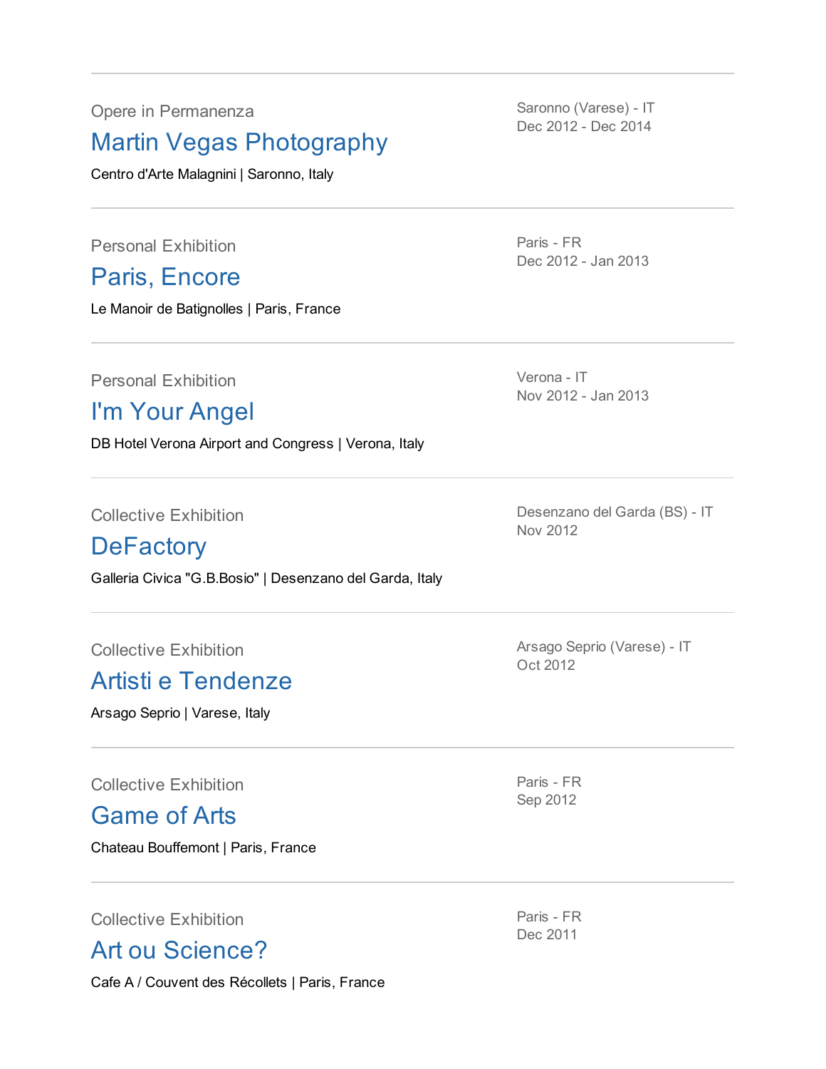---

Opere in Permanenza

## Martin Vegas Photography

Centro d'Arte Malagnini | Saronno, Italy

Saronno (Varese) - IT
Dec 2012 - Dec 2014

---

Personal Exhibition

## Paris, Encore

Le Manoir de Batignolles | Paris, France

Paris - FR
Dec 2012 - Jan 2013

---

Personal Exhibition

## I'm Your Angel

DB Hotel Verona Airport and Congress | Verona, Italy

Verona - IT
Nov 2012 - Jan 2013

---

Collective Exhibition

## DeFactory

Galleria Civica "G.B.Bosio" | Desenzano del Garda, Italy

Desenzano del Garda (BS) - IT
Nov 2012

---

Collective Exhibition

## Artisti e Tendenze

Arsago Seprio | Varese, Italy

Arsago Seprio (Varese) - IT
Oct 2012

---

Collective Exhibition

## Game of Arts

Chateau Bouffemont | Paris, France

Paris - FR
Sep 2012

---

Collective Exhibition

## Art ou Science?

Cafe A / Couvent des Récollets | Paris, France

Paris - FR
Dec 2011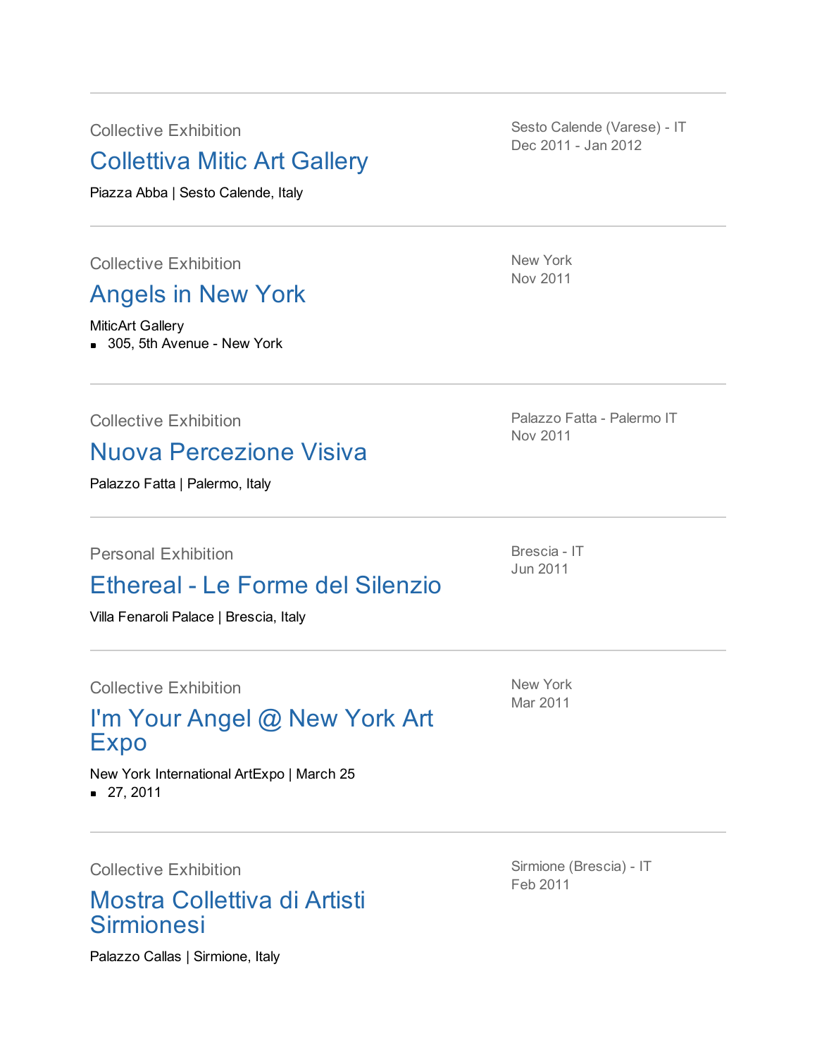---

Collective Exhibition

## Collettiva Mitic Art Gallery

Piazza Abba | Sesto Calende, Italy

Sesto Calende (Varese) - IT
Dec 2011 - Jan 2012

---

Collective Exhibition

## Angels in New York

MiticArt Gallery

- 305, 5th Avenue - New York

New York
Nov 2011

---

Collective Exhibition

## Nuova Percezione Visiva

Palazzo Fatta | Palermo, Italy

Palazzo Fatta - Palermo IT
Nov 2011

---

Personal Exhibition

## Ethereal - Le Forme del Silenzio

Villa Fenaroli Palace | Brescia, Italy

Brescia - IT
Jun 2011

---

Collective Exhibition

## I'm Your Angel @ New York Art Expo

New York International ArtExpo | March 25

- 27, 2011

New York
Mar 2011

---

Collective Exhibition

## Mostra Collettiva di Artisti Sirmionesi

Palazzo Callas | Sirmione, Italy

Sirmione (Brescia) - IT
Feb 2011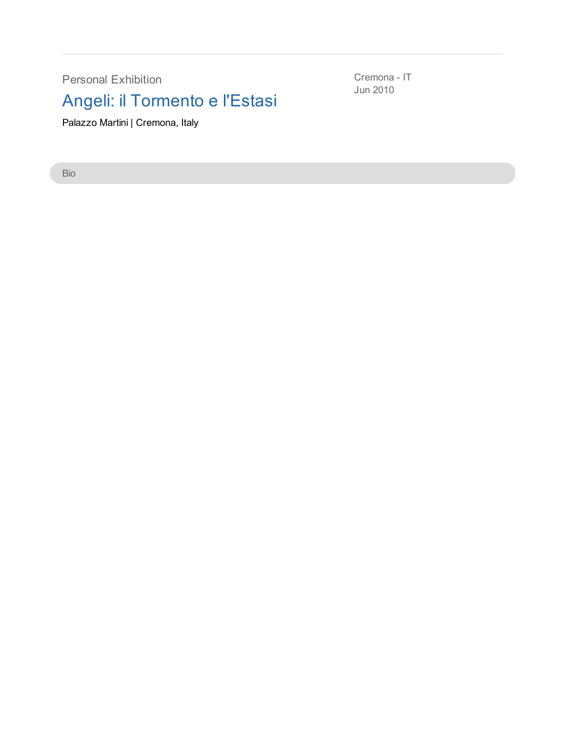Personal Exhibition

## Angeli: il Tormento e l'Estasi

Palazzo Martini | Cremona, Italy

Cremona - IT
Jun 2010

Bio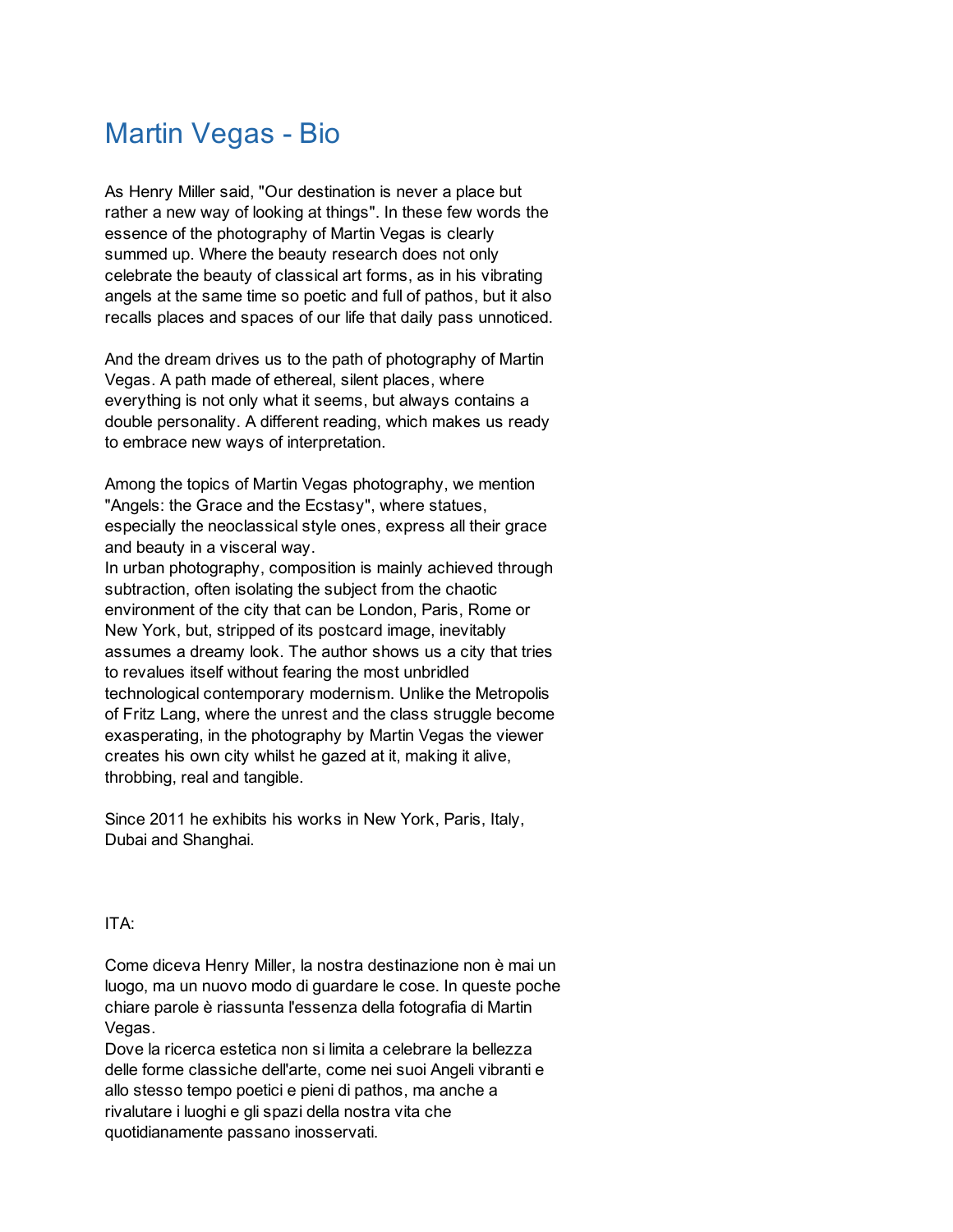# Martin Vegas - Bio

As Henry Miller said, "Our destination is never a place but rather a new way of looking at things". In these few words the essence of the photography of Martin Vegas is clearly summed up. Where the beauty research does not only celebrate the beauty of classical art forms, as in his vibrating angels at the same time so poetic and full of pathos, but it also recalls places and spaces of our life that daily pass unnoticed.

And the dream drives us to the path of photography of Martin Vegas. A path made of ethereal, silent places, where everything is not only what it seems, but always contains a double personality. A different reading, which makes us ready to embrace new ways of interpretation.

Among the topics of Martin Vegas photography, we mention "Angels: the Grace and the Ecstasy", where statues, especially the neoclassical style ones, express all their grace and beauty in a visceral way.
In urban photography, composition is mainly achieved through subtraction, often isolating the subject from the chaotic environment of the city that can be London, Paris, Rome or New York, but, stripped of its postcard image, inevitably assumes a dreamy look. The author shows us a city that tries to revalues itself without fearing the most unbridled technological contemporary modernism. Unlike the Metropolis of Fritz Lang, where the unrest and the class struggle become exasperating, in the photography by Martin Vegas the viewer creates his own city whilst he gazed at it, making it alive, throbbing, real and tangible.

Since 2011 he exhibits his works in New York, Paris, Italy, Dubai and Shanghai.

ITA:

Come diceva Henry Miller, la nostra destinazione non è mai un luogo, ma un nuovo modo di guardare le cose. In queste poche chiare parole è riassunta l'essenza della fotografia di Martin Vegas.
Dove la ricerca estetica non si limita a celebrare la bellezza delle forme classiche dell'arte, come nei suoi Angeli vibranti e allo stesso tempo poetici e pieni di pathos, ma anche a rivalutare i luoghi e gli spazi della nostra vita che quotidianamente passano inosservati.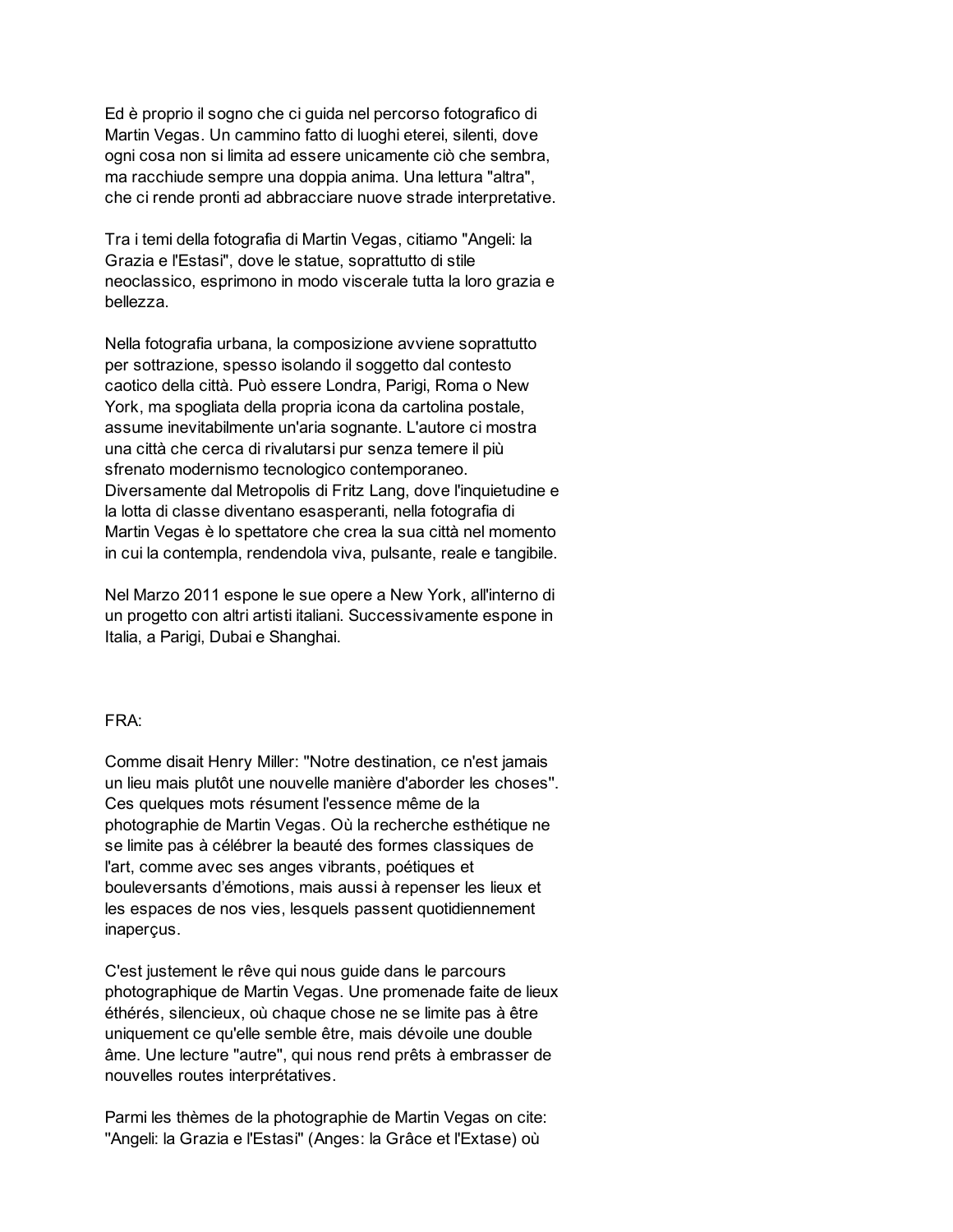Ed è proprio il sogno che ci guida nel percorso fotografico di Martin Vegas. Un cammino fatto di luoghi eterei, silenti, dove ogni cosa non si limita ad essere unicamente ciò che sembra, ma racchiude sempre una doppia anima. Una lettura "altra", che ci rende pronti ad abbracciare nuove strade interpretative.

Tra i temi della fotografia di Martin Vegas, citiamo "Angeli: la Grazia e l'Estasi", dove le statue, soprattutto di stile neoclassico, esprimono in modo viscerale tutta la loro grazia e bellezza.

Nella fotografia urbana, la composizione avviene soprattutto per sottrazione, spesso isolando il soggetto dal contesto caotico della città. Può essere Londra, Parigi, Roma o New York, ma spogliata della propria icona da cartolina postale, assume inevitabilmente un'aria sognante. L'autore ci mostra una città che cerca di rivalutarsi pur senza temere il più sfrenato modernismo tecnologico contemporaneo. Diversamente dal Metropolis di Fritz Lang, dove l'inquietudine e la lotta di classe diventano esasperanti, nella fotografia di Martin Vegas è lo spettatore che crea la sua città nel momento in cui la contempla, rendendola viva, pulsante, reale e tangibile.

Nel Marzo 2011 espone le sue opere a New York, all'interno di un progetto con altri artisti italiani. Successivamente espone in Italia, a Parigi, Dubai e Shanghai.

FRA:

Comme disait Henry Miller: "Notre destination, ce n'est jamais un lieu mais plutôt une nouvelle manière d'aborder les choses". Ces quelques mots résument l'essence même de la photographie de Martin Vegas. Où la recherche esthétique ne se limite pas à célébrer la beauté des formes classiques de l'art, comme avec ses anges vibrants, poétiques et bouleversants d'émotions, mais aussi à repenser les lieux et les espaces de nos vies, lesquels passent quotidiennement inaperçus.

C'est justement le rêve qui nous guide dans le parcours photographique de Martin Vegas. Une promenade faite de lieux éthérés, silencieux, où chaque chose ne se limite pas à être uniquement ce qu'elle semble être, mais dévoile une double âme. Une lecture "autre", qui nous rend prêts à embrasser de nouvelles routes interprétatives.

Parmi les thèmes de la photographie de Martin Vegas on cite: "Angeli: la Grazia e l'Estasi" (Anges: la Grâce et l'Extase) où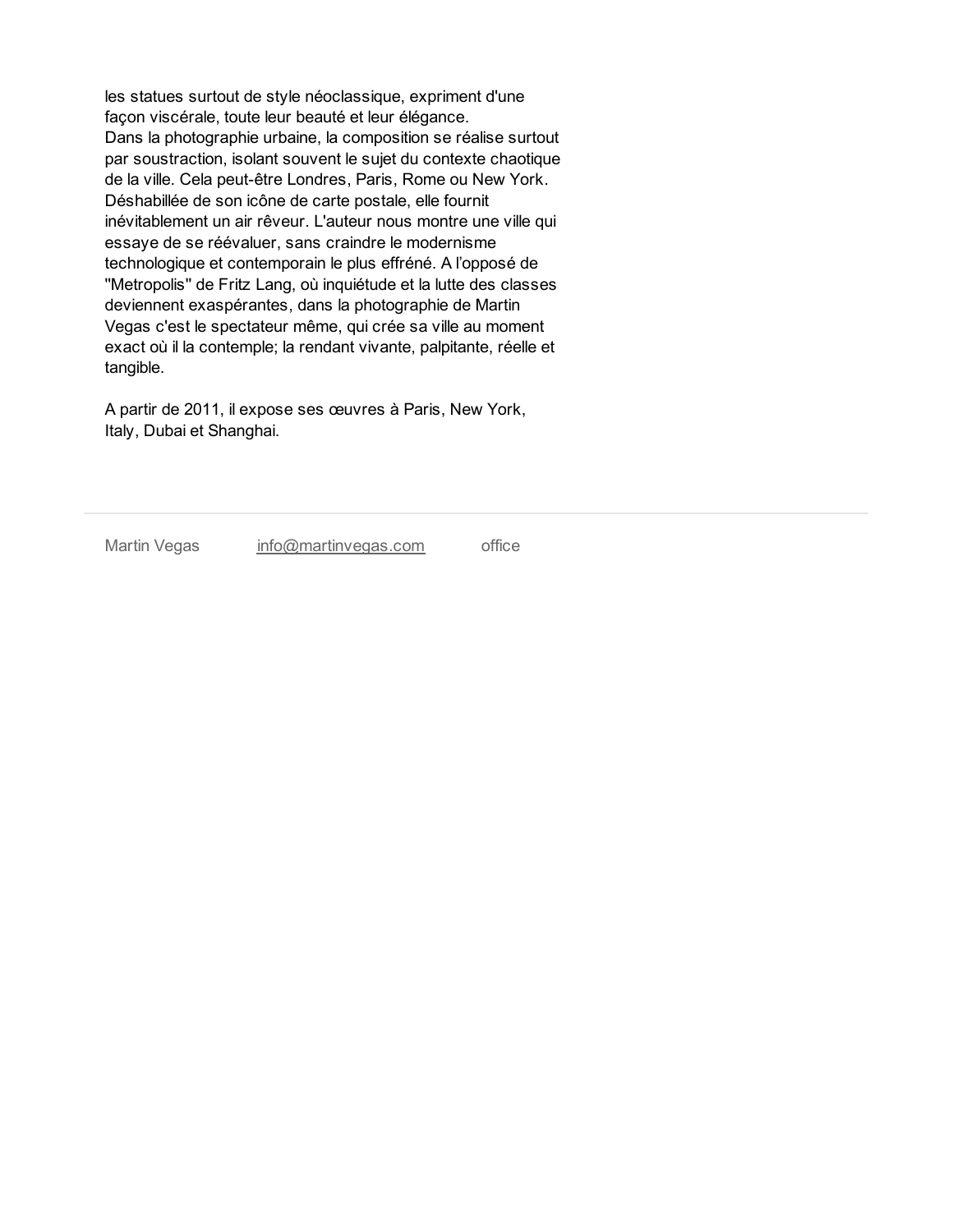les statues surtout de style néoclassique, expriment d'une façon viscérale, toute leur beauté et leur élégance.
Dans la photographie urbaine, la composition se réalise surtout par soustraction, isolant souvent le sujet du contexte chaotique de la ville. Cela peut-être Londres, Paris, Rome ou New York. Déshabillée de son icône de carte postale, elle fournit inévitablement un air rêveur. L'auteur nous montre une ville qui essaye de se réévaluer, sans craindre le modernisme technologique et contemporain le plus effréné. A l’opposé de "Metropolis" de Fritz Lang, où inquiétude et la lutte des classes deviennent exaspérantes, dans la photographie de Martin Vegas c'est le spectateur même, qui crée sa ville au moment exact où il la contemple; la rendant vivante, palpitante, réelle et tangible.

A partir de 2011, il expose ses œuvres à Paris, New York, Italy, Dubai et Shanghai.

---

Martin Vegas    info@martinvegas.com    office